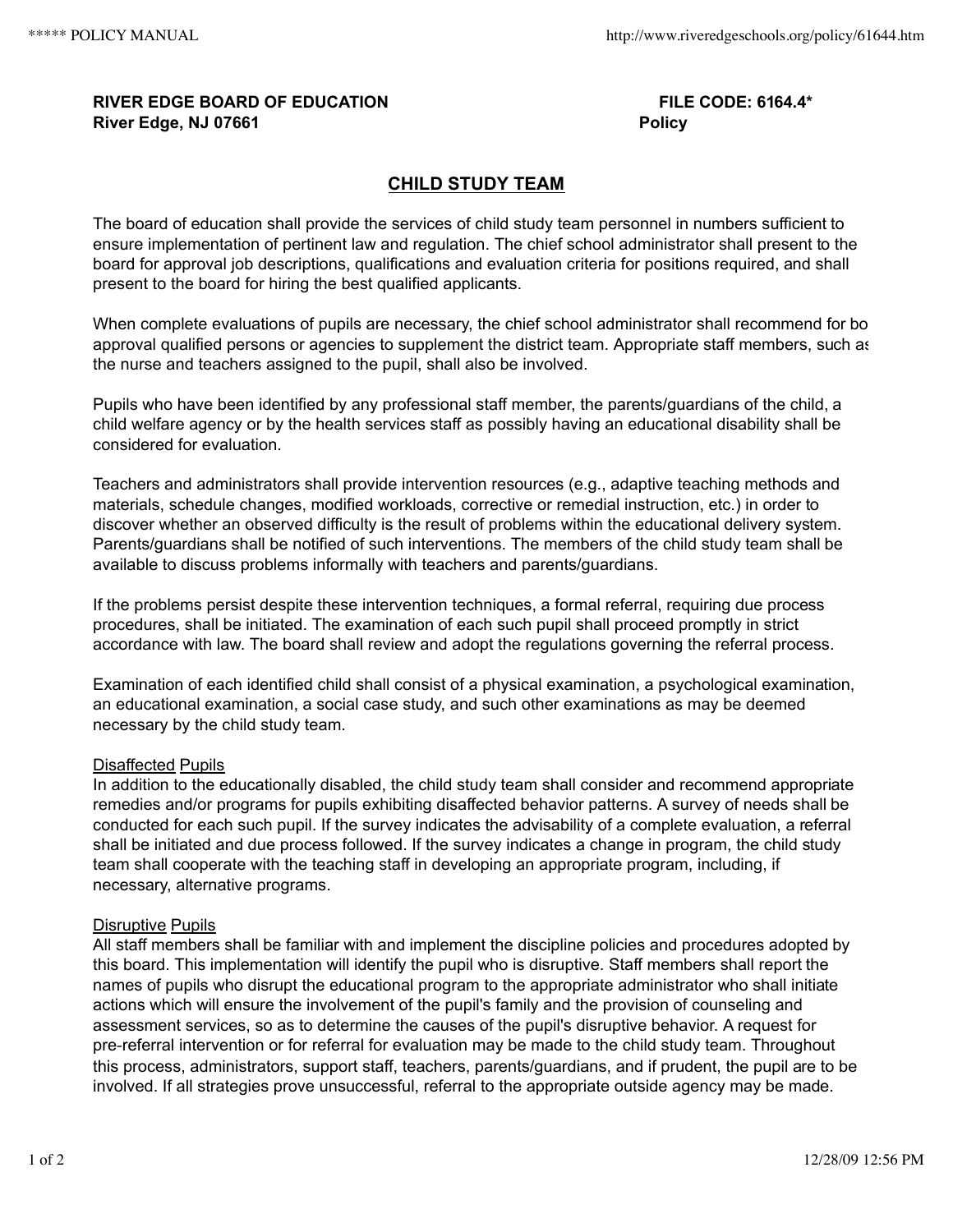**RIVER EDGE BOARD OF EDUCATION** **FILE CODE: 6164.4***
**River Edge, NJ 07661** **Policy**

# CHILD STUDY TEAM

The board of education shall provide the services of child study team personnel in numbers sufficient to ensure implementation of pertinent law and regulation. The chief school administrator shall present to the board for approval job descriptions, qualifications and evaluation criteria for positions required, and shall present to the board for hiring the best qualified applicants.

When complete evaluations of pupils are necessary, the chief school administrator shall recommend for bo approval qualified persons or agencies to supplement the district team. Appropriate staff members, such as the nurse and teachers assigned to the pupil, shall also be involved.

Pupils who have been identified by any professional staff member, the parents/guardians of the child, a child welfare agency or by the health services staff as possibly having an educational disability shall be considered for evaluation.

Teachers and administrators shall provide intervention resources (e.g., adaptive teaching methods and materials, schedule changes, modified workloads, corrective or remedial instruction, etc.) in order to discover whether an observed difficulty is the result of problems within the educational delivery system. Parents/guardians shall be notified of such interventions. The members of the child study team shall be available to discuss problems informally with teachers and parents/guardians.

If the problems persist despite these intervention techniques, a formal referral, requiring due process procedures, shall be initiated. The examination of each such pupil shall proceed promptly in strict accordance with law. The board shall review and adopt the regulations governing the referral process.

Examination of each identified child shall consist of a physical examination, a psychological examination, an educational examination, a social case study, and such other examinations as may be deemed necessary by the child study team.

## Disaffected Pupils

In addition to the educationally disabled, the child study team shall consider and recommend appropriate remedies and/or programs for pupils exhibiting disaffected behavior patterns. A survey of needs shall be conducted for each such pupil. If the survey indicates the advisability of a complete evaluation, a referral shall be initiated and due process followed. If the survey indicates a change in program, the child study team shall cooperate with the teaching staff in developing an appropriate program, including, if necessary, alternative programs.

## Disruptive Pupils

All staff members shall be familiar with and implement the discipline policies and procedures adopted by this board. This implementation will identify the pupil who is disruptive. Staff members shall report the names of pupils who disrupt the educational program to the appropriate administrator who shall initiate actions which will ensure the involvement of the pupil's family and the provision of counseling and assessment services, so as to determine the causes of the pupil's disruptive behavior. A request for pre-referral intervention or for referral for evaluation may be made to the child study team. Throughout this process, administrators, support staff, teachers, parents/guardians, and if prudent, the pupil are to be involved. If all strategies prove unsuccessful, referral to the appropriate outside agency may be made.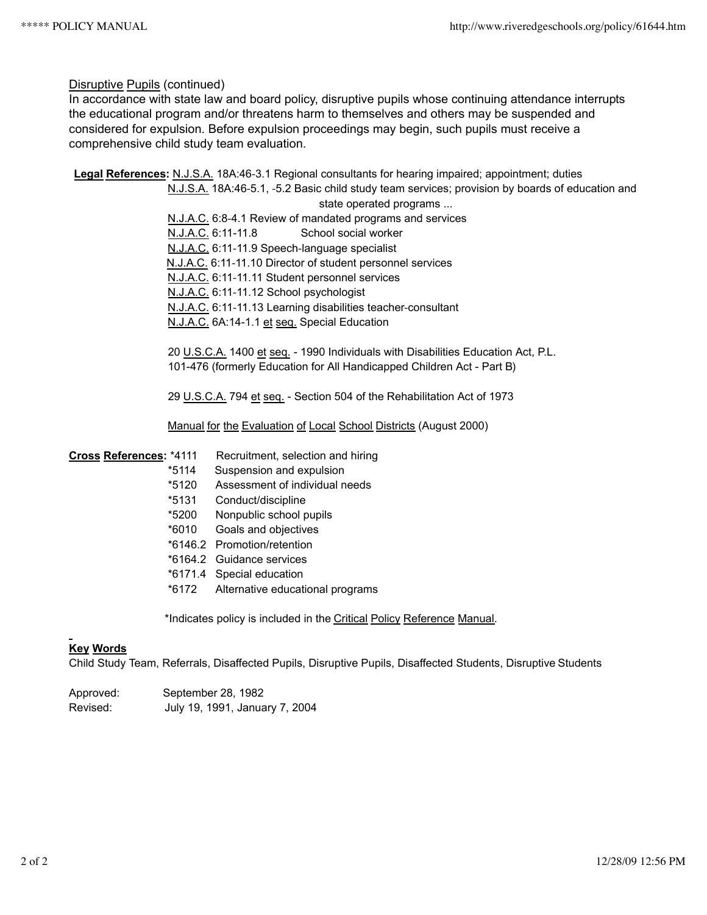Disruptive Pupils (continued)

In accordance with state law and board policy, disruptive pupils whose continuing attendance interrupts the educational program and/or threatens harm to themselves and others may be suspended and considered for expulsion. Before expulsion proceedings may begin, such pupils must receive a comprehensive child study team evaluation.

**Legal References:** N.J.S.A. 18A:46-3.1 Regional consultants for hearing impaired; appointment; duties
N.J.S.A. 18A:46-5.1, -5.2 Basic child study team services; provision by boards of education and state operated programs ...
N.J.A.C. 6:8-4.1 Review of mandated programs and services
N.J.A.C. 6:11-11.8 School social worker
N.J.A.C. 6:11-11.9 Speech-language specialist
N.J.A.C. 6:11-11.10 Director of student personnel services
N.J.A.C. 6:11-11.11 Student personnel services
N.J.A.C. 6:11-11.12 School psychologist
N.J.A.C. 6:11-11.13 Learning disabilities teacher-consultant
N.J.A.C. 6A:14-1.1 et seq. Special Education

20 U.S.C.A. 1400 et seq. - 1990 Individuals with Disabilities Education Act, P.L. 101-476 (formerly Education for All Handicapped Children Act - Part B)

29 U.S.C.A. 794 et seq. - Section 504 of the Rehabilitation Act of 1973

Manual for the Evaluation of Local School Districts (August 2000)

**Cross References:**

*4111 Recruitment, selection and hiring
*5114 Suspension and expulsion
*5120 Assessment of individual needs
*5131 Conduct/discipline
*5200 Nonpublic school pupils
*6010 Goals and objectives
*6146.2 Promotion/retention
*6164.2 Guidance services
*6171.4 Special education
*6172 Alternative educational programs

*Indicates policy is included in the Critical Policy Reference Manual.

**Key Words**

Child Study Team, Referrals, Disaffected Pupils, Disruptive Pupils, Disaffected Students, Disruptive Students

Approved: September 28, 1982
Revised: July 19, 1991, January 7, 2004